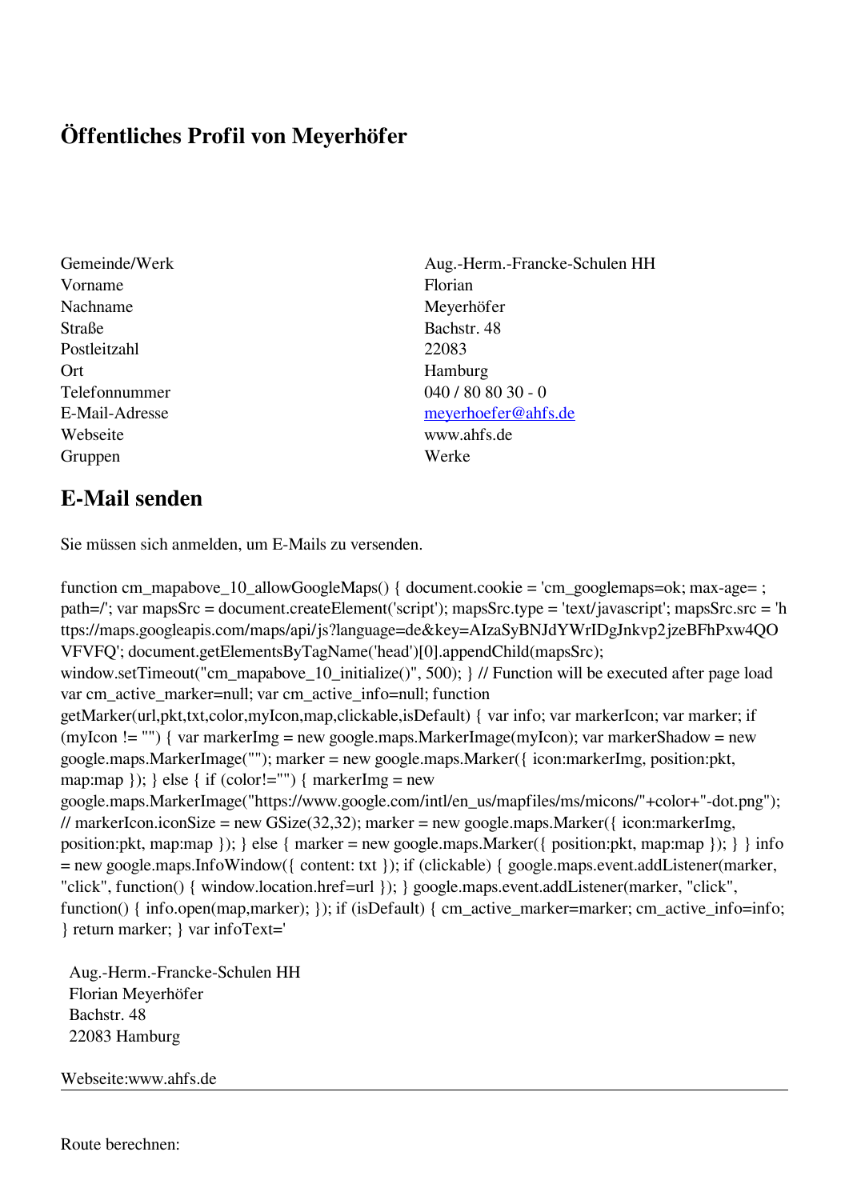## Öffentliches Profil von Meyerhöfer

| | |
|---|---|
| Gemeinde/Werk | Aug.-Herm.-Francke-Schulen HH |
| Vorname | Florian |
| Nachname | Meyerhöfer |
| Straße | Bachstr. 48 |
| Postleitzahl | 22083 |
| Ort | Hamburg |
| Telefonnummer | 040 / 80 80 30 - 0 |
| E-Mail-Adresse | meyerhoefer@ahfs.de |
| Webseite | www.ahfs.de |
| Gruppen | Werke |

## E-Mail senden

Sie müssen sich anmelden, um E-Mails zu versenden.

function cm_mapabove_10_allowGoogleMaps() { document.cookie = 'cm_googlemaps=ok; max-age= ; path=/'; var mapsSrc = document.createElement('script'); mapsSrc.type = 'text/javascript'; mapsSrc.src = 'https://maps.googleapis.com/maps/api/js?language=de&key=AIzaSyBNJdYWrIDgJnkvp2jzeBFhPxw4QOVFVFQ'; document.getElementsByTagName('head')[0].appendChild(mapsSrc); window.setTimeout("cm_mapabove_10_initialize()", 500); } // Function will be executed after page load var cm_active_marker=null; var cm_active_info=null; function getMarker(url,pkt,txt,color,myIcon,map,clickable,isDefault) { var info; var markerIcon; var marker; if (myIcon != "") { var markerImg = new google.maps.MarkerImage(myIcon); var markerShadow = new google.maps.MarkerImage(""); marker = new google.maps.Marker({ icon:markerImg, position:pkt, map:map }); } else { if (color!="") { markerImg = new google.maps.MarkerImage("https://www.google.com/intl/en_us/mapfiles/ms/micons/"+color+"-dot.png"); // markerIcon.iconSize = new GSize(32,32); marker = new google.maps.Marker({ icon:markerImg, position:pkt, map:map }); } else { marker = new google.maps.Marker({ position:pkt, map:map }); } } info = new google.maps.InfoWindow({ content: txt }); if (clickable) { google.maps.event.addListener(marker, "click", function() { window.location.href=url }); } google.maps.event.addListener(marker, "click", function() { info.open(map,marker); }); if (isDefault) { cm_active_marker=marker; cm_active_info=info; } return marker; } var infoText='

Aug.-Herm.-Francke-Schulen HH
Florian Meyerhöfer
Bachstr. 48
22083 Hamburg

Webseite:www.ahfs.de

---

Route berechnen: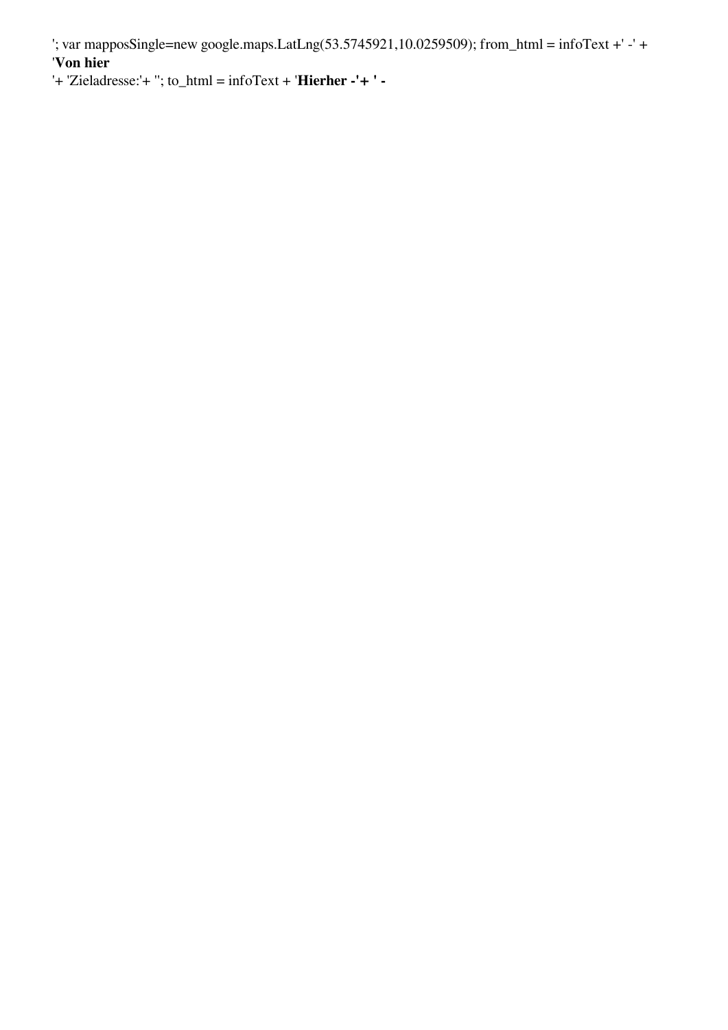'; var mapposSingle=new google.maps.LatLng(53.5745921,10.0259509); from_html = infoText +' -' +
'**Von hier**
'+ 'Zieladresse:'+ ''; to_html = infoText + '**Hierher -'+ ' -**